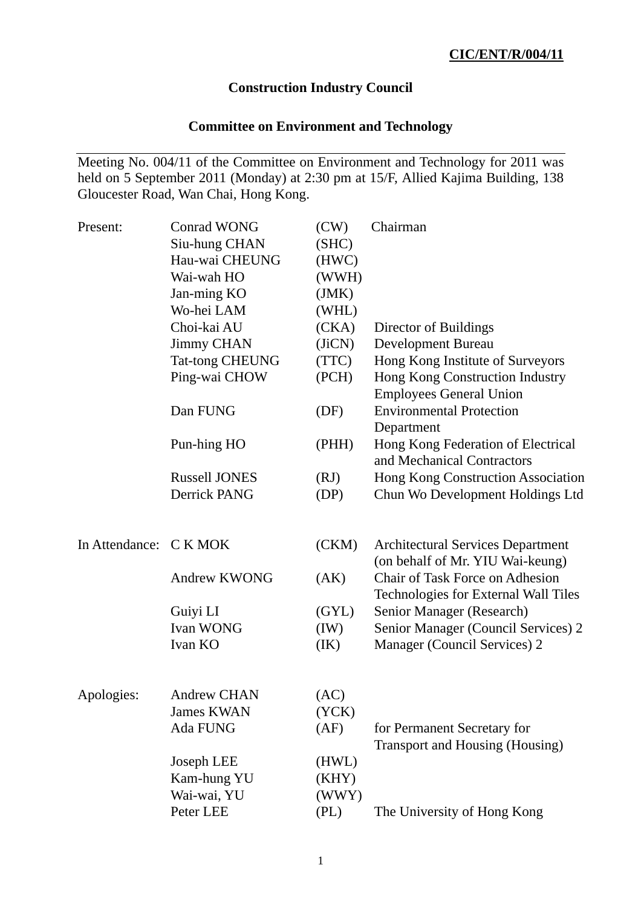**CIC/ENT/R/004/11**

# Construction Industry Council

## Committee on Environment and Technology

---

Meeting No. 004/11 of the Committee on Environment and Technology for 2011 was held on 5 September 2011 (Monday) at 2:30 pm at 15/F, Allied Kajima Building, 138 Gloucester Road, Wan Chai, Hong Kong.

| | | | |
|---|---|---|---|
| Present: | Conrad WONG | (CW) | Chairman |
| | Siu-hung CHAN | (SHC) | |
| | Hau-wai CHEUNG | (HWC) | |
| | Wai-wah HO | (WWH) | |
| | Jan-ming KO | (JMK) | |
| | Wo-hei LAM | (WHL) | |
| | Choi-kai AU | (CKA) | Director of Buildings |
| | Jimmy CHAN | (JiCN) | Development Bureau |
| | Tat-tong CHEUNG | (TTC) | Hong Kong Institute of Surveyors |
| | Ping-wai CHOW | (PCH) | Hong Kong Construction Industry Employees General Union |
| | Dan FUNG | (DF) | Environmental Protection Department |
| | Pun-hing HO | (PHH) | Hong Kong Federation of Electrical and Mechanical Contractors |
| | Russell JONES | (RJ) | Hong Kong Construction Association |
| | Derrick PANG | (DP) | Chun Wo Development Holdings Ltd |
| In Attendance: | C K MOK | (CKM) | Architectural Services Department (on behalf of Mr. YIU Wai-keung) |
| | Andrew KWONG | (AK) | Chair of Task Force on Adhesion Technologies for External Wall Tiles |
| | Guiyi LI | (GYL) | Senior Manager (Research) |
| | Ivan WONG | (IW) | Senior Manager (Council Services) 2 |
| | Ivan KO | (IK) | Manager (Council Services) 2 |
| Apologies: | Andrew CHAN | (AC) | |
| | James KWAN | (YCK) | |
| | Ada FUNG | (AF) | for Permanent Secretary for Transport and Housing (Housing) |
| | Joseph LEE | (HWL) | |
| | Kam-hung YU | (KHY) | |
| | Wai-wai, YU | (WWY) | |
| | Peter LEE | (PL) | The University of Hong Kong |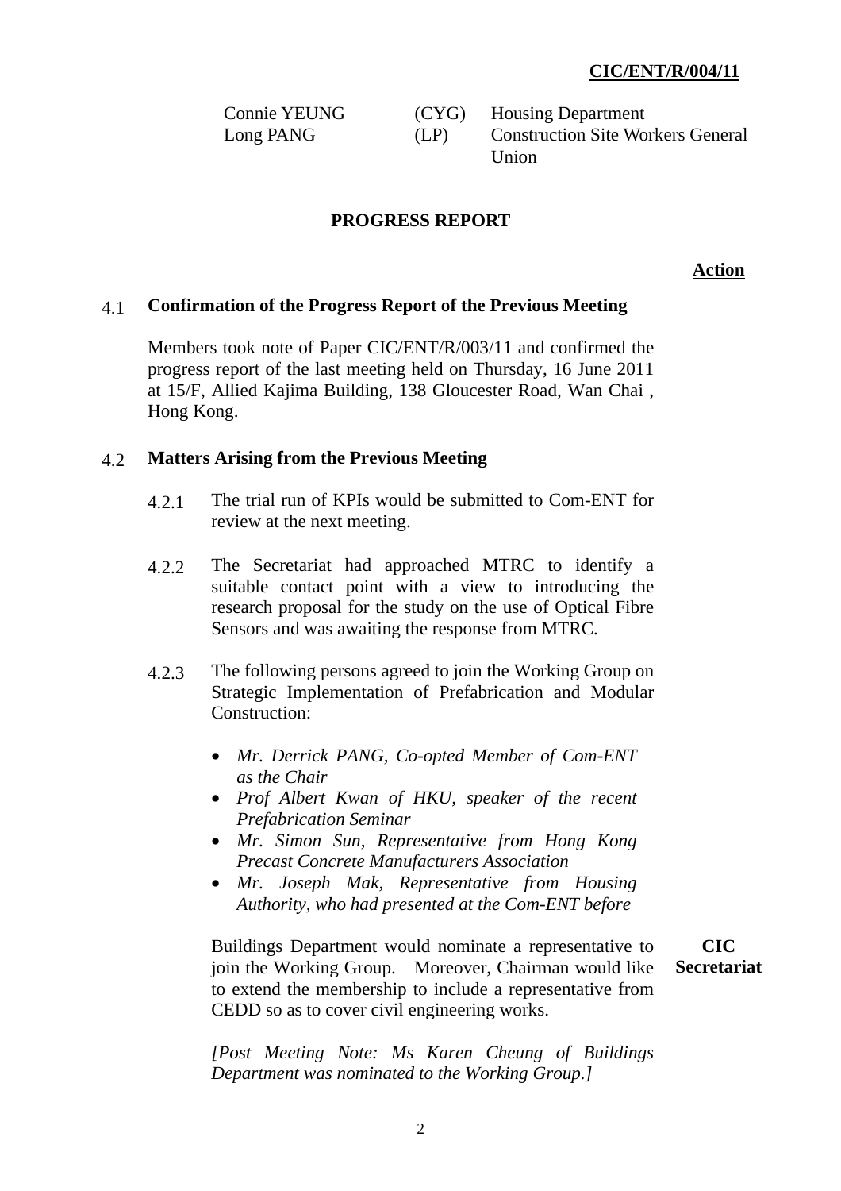**CIC/ENT/R/004/11**

| | | |
|---|---|---|
| Connie YEUNG | (CYG) | Housing Department |
| Long PANG | (LP) | Construction Site Workers General Union |

## PROGRESS REPORT

**Action**

### 4.1 Confirmation of the Progress Report of the Previous Meeting

Members took note of Paper CIC/ENT/R/003/11 and confirmed the progress report of the last meeting held on Thursday, 16 June 2011 at 15/F, Allied Kajima Building, 138 Gloucester Road, Wan Chai , Hong Kong.

### 4.2 Matters Arising from the Previous Meeting

4.2.1 The trial run of KPIs would be submitted to Com-ENT for review at the next meeting.

4.2.2 The Secretariat had approached MTRC to identify a suitable contact point with a view to introducing the research proposal for the study on the use of Optical Fibre Sensors and was awaiting the response from MTRC.

4.2.3 The following persons agreed to join the Working Group on Strategic Implementation of Prefabrication and Modular Construction:

- *Mr. Derrick PANG, Co-opted Member of Com-ENT as the Chair*
- *Prof Albert Kwan of HKU, speaker of the recent Prefabrication Seminar*
- *Mr. Simon Sun, Representative from Hong Kong Precast Concrete Manufacturers Association*
- *Mr. Joseph Mak, Representative from Housing Authority, who had presented at the Com-ENT before*

Buildings Department would nominate a representative to join the Working Group. Moreover, Chairman would like to extend the membership to include a representative from CEDD so as to cover civil engineering works. **CIC Secretariat**

*[Post Meeting Note: Ms Karen Cheung of Buildings Department was nominated to the Working Group.]*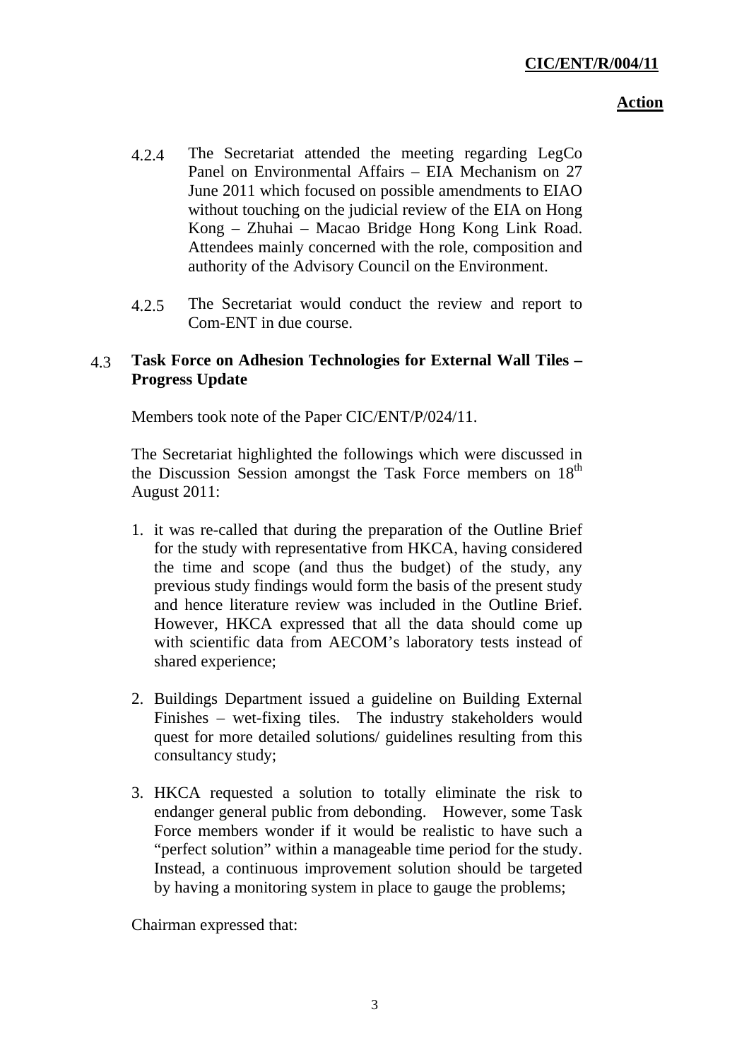4.2.4 The Secretariat attended the meeting regarding LegCo Panel on Environmental Affairs – EIA Mechanism on 27 June 2011 which focused on possible amendments to EIAO without touching on the judicial review of the EIA on Hong Kong – Zhuhai – Macao Bridge Hong Kong Link Road. Attendees mainly concerned with the role, composition and authority of the Advisory Council on the Environment.

4.2.5 The Secretariat would conduct the review and report to Com-ENT in due course.

**4.3 Task Force on Adhesion Technologies for External Wall Tiles – Progress Update**

Members took note of the Paper CIC/ENT/P/024/11.

The Secretariat highlighted the followings which were discussed in the Discussion Session amongst the Task Force members on 18th August 2011:

1. it was re-called that during the preparation of the Outline Brief for the study with representative from HKCA, having considered the time and scope (and thus the budget) of the study, any previous study findings would form the basis of the present study and hence literature review was included in the Outline Brief. However, HKCA expressed that all the data should come up with scientific data from AECOM's laboratory tests instead of shared experience;

2. Buildings Department issued a guideline on Building External Finishes – wet-fixing tiles. The industry stakeholders would quest for more detailed solutions/ guidelines resulting from this consultancy study;

3. HKCA requested a solution to totally eliminate the risk to endanger general public from debonding. However, some Task Force members wonder if it would be realistic to have such a "perfect solution" within a manageable time period for the study. Instead, a continuous improvement solution should be targeted by having a monitoring system in place to gauge the problems;

Chairman expressed that: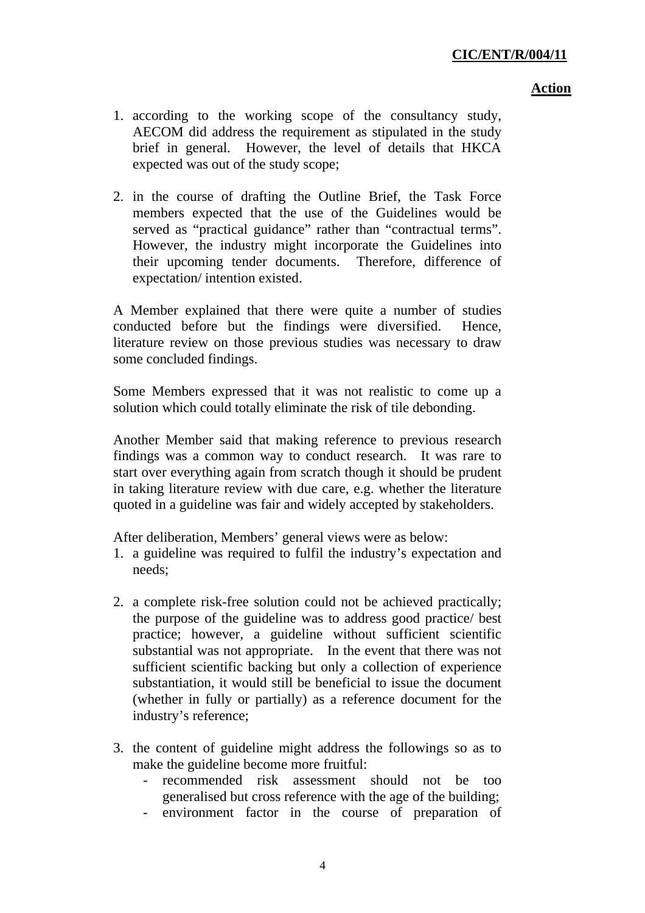1. according to the working scope of the consultancy study, AECOM did address the requirement as stipulated in the study brief in general. However, the level of details that HKCA expected was out of the study scope;

2. in the course of drafting the Outline Brief, the Task Force members expected that the use of the Guidelines would be served as "practical guidance" rather than "contractual terms". However, the industry might incorporate the Guidelines into their upcoming tender documents. Therefore, difference of expectation/ intention existed.

A Member explained that there were quite a number of studies conducted before but the findings were diversified. Hence, literature review on those previous studies was necessary to draw some concluded findings.

Some Members expressed that it was not realistic to come up a solution which could totally eliminate the risk of tile debonding.

Another Member said that making reference to previous research findings was a common way to conduct research. It was rare to start over everything again from scratch though it should be prudent in taking literature review with due care, e.g. whether the literature quoted in a guideline was fair and widely accepted by stakeholders.

After deliberation, Members' general views were as below:

1. a guideline was required to fulfil the industry's expectation and needs;

2. a complete risk-free solution could not be achieved practically; the purpose of the guideline was to address good practice/ best practice; however, a guideline without sufficient scientific substantial was not appropriate. In the event that there was not sufficient scientific backing but only a collection of experience substantiation, it would still be beneficial to issue the document (whether in fully or partially) as a reference document for the industry's reference;

3. the content of guideline might address the followings so as to make the guideline become more fruitful:
    - recommended risk assessment should not be too generalised but cross reference with the age of the building;
    - environment factor in the course of preparation of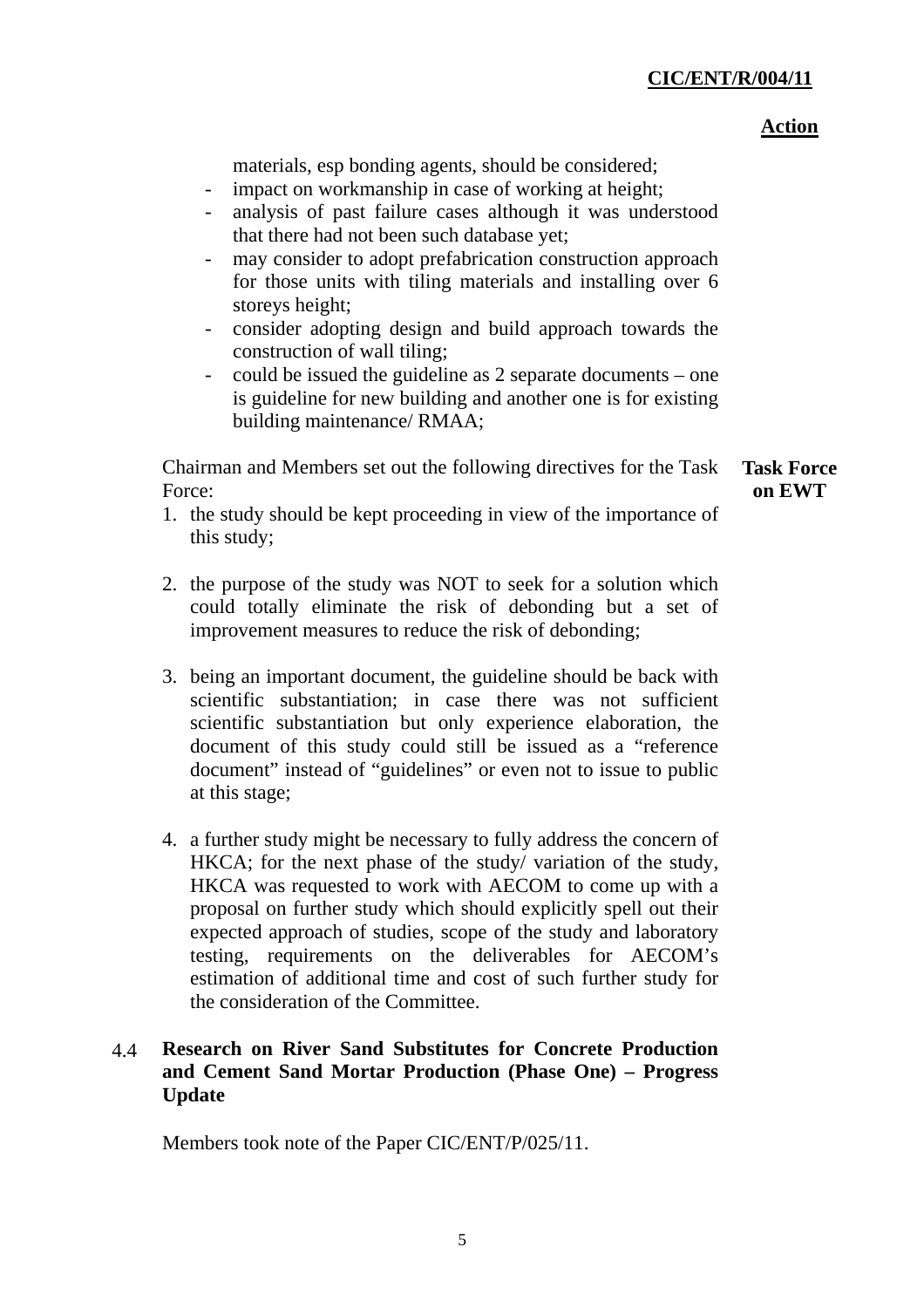**Action**

materials, esp bonding agents, should be considered;

- impact on workmanship in case of working at height;
- analysis of past failure cases although it was understood that there had not been such database yet;
- may consider to adopt prefabrication construction approach for those units with tiling materials and installing over 6 storeys height;
- consider adopting design and build approach towards the construction of wall tiling;
- could be issued the guideline as 2 separate documents – one is guideline for new building and another one is for existing building maintenance/ RMAA;

Chairman and Members set out the following directives for the Task Force: **Task Force on EWT**

1. the study should be kept proceeding in view of the importance of this study;

2. the purpose of the study was NOT to seek for a solution which could totally eliminate the risk of debonding but a set of improvement measures to reduce the risk of debonding;

3. being an important document, the guideline should be back with scientific substantiation; in case there was not sufficient scientific substantiation but only experience elaboration, the document of this study could still be issued as a "reference document" instead of "guidelines" or even not to issue to public at this stage;

4. a further study might be necessary to fully address the concern of HKCA; for the next phase of the study/ variation of the study, HKCA was requested to work with AECOM to come up with a proposal on further study which should explicitly spell out their expected approach of studies, scope of the study and laboratory testing, requirements on the deliverables for AECOM's estimation of additional time and cost of such further study for the consideration of the Committee.

4.4 **Research on River Sand Substitutes for Concrete Production and Cement Sand Mortar Production (Phase One) – Progress Update**

Members took note of the Paper CIC/ENT/P/025/11.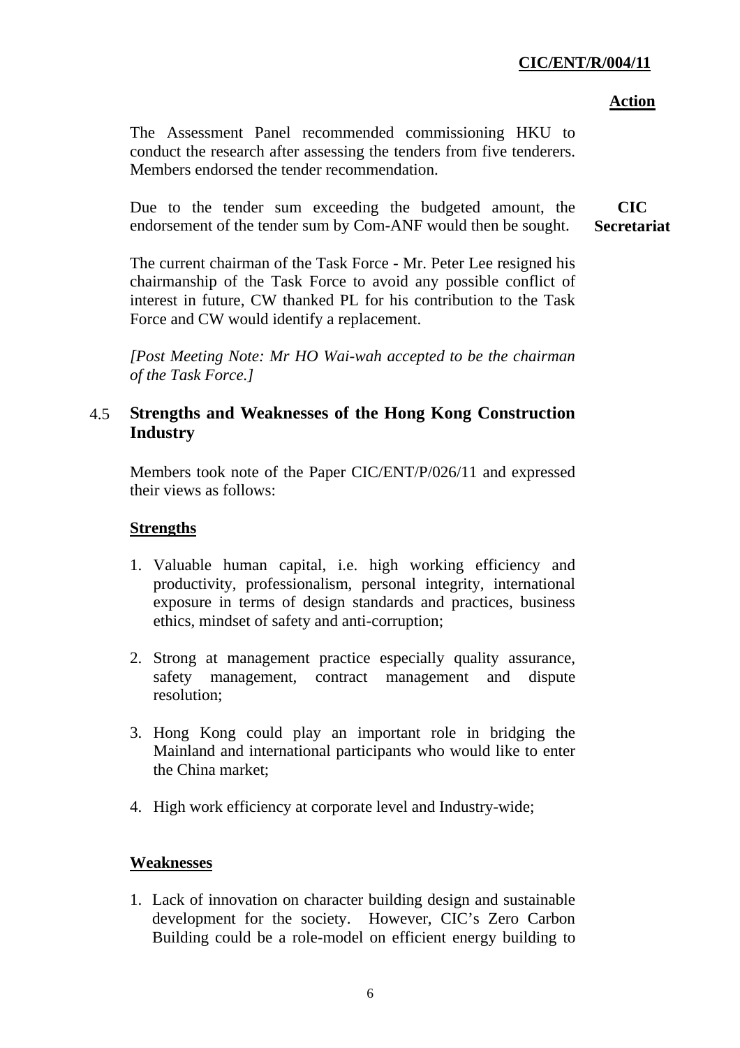**Action**

The Assessment Panel recommended commissioning HKU to conduct the research after assessing the tenders from five tenderers. Members endorsed the tender recommendation.

Due to the tender sum exceeding the budgeted amount, the endorsement of the tender sum by Com-ANF would then be sought. **CIC Secretariat**

The current chairman of the Task Force - Mr. Peter Lee resigned his chairmanship of the Task Force to avoid any possible conflict of interest in future, CW thanked PL for his contribution to the Task Force and CW would identify a replacement.

*[Post Meeting Note: Mr HO Wai-wah accepted to be the chairman of the Task Force.]*

## 4.5 Strengths and Weaknesses of the Hong Kong Construction Industry

Members took note of the Paper CIC/ENT/P/026/11 and expressed their views as follows:

**Strengths**

1. Valuable human capital, i.e. high working efficiency and productivity, professionalism, personal integrity, international exposure in terms of design standards and practices, business ethics, mindset of safety and anti-corruption;

2. Strong at management practice especially quality assurance, safety management, contract management and dispute resolution;

3. Hong Kong could play an important role in bridging the Mainland and international participants who would like to enter the China market;

4. High work efficiency at corporate level and Industry-wide;

**Weaknesses**

1. Lack of innovation on character building design and sustainable development for the society. However, CIC's Zero Carbon Building could be a role-model on efficient energy building to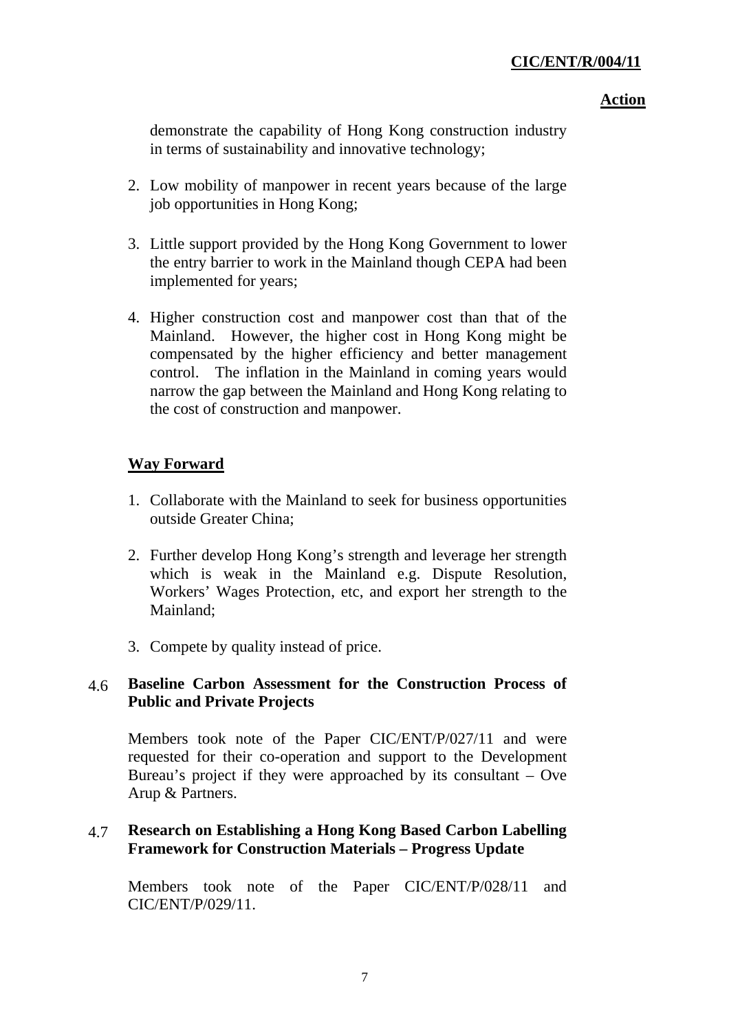demonstrate the capability of Hong Kong construction industry in terms of sustainability and innovative technology;

2. Low mobility of manpower in recent years because of the large job opportunities in Hong Kong;

3. Little support provided by the Hong Kong Government to lower the entry barrier to work in the Mainland though CEPA had been implemented for years;

4. Higher construction cost and manpower cost than that of the Mainland. However, the higher cost in Hong Kong might be compensated by the higher efficiency and better management control. The inflation in the Mainland in coming years would narrow the gap between the Mainland and Hong Kong relating to the cost of construction and manpower.

**Way Forward**

1. Collaborate with the Mainland to seek for business opportunities outside Greater China;

2. Further develop Hong Kong's strength and leverage her strength which is weak in the Mainland e.g. Dispute Resolution, Workers' Wages Protection, etc, and export her strength to the Mainland;

3. Compete by quality instead of price.

### 4.6 Baseline Carbon Assessment for the Construction Process of Public and Private Projects

Members took note of the Paper CIC/ENT/P/027/11 and were requested for their co-operation and support to the Development Bureau's project if they were approached by its consultant – Ove Arup & Partners.

### 4.7 Research on Establishing a Hong Kong Based Carbon Labelling Framework for Construction Materials – Progress Update

Members took note of the Paper CIC/ENT/P/028/11 and CIC/ENT/P/029/11.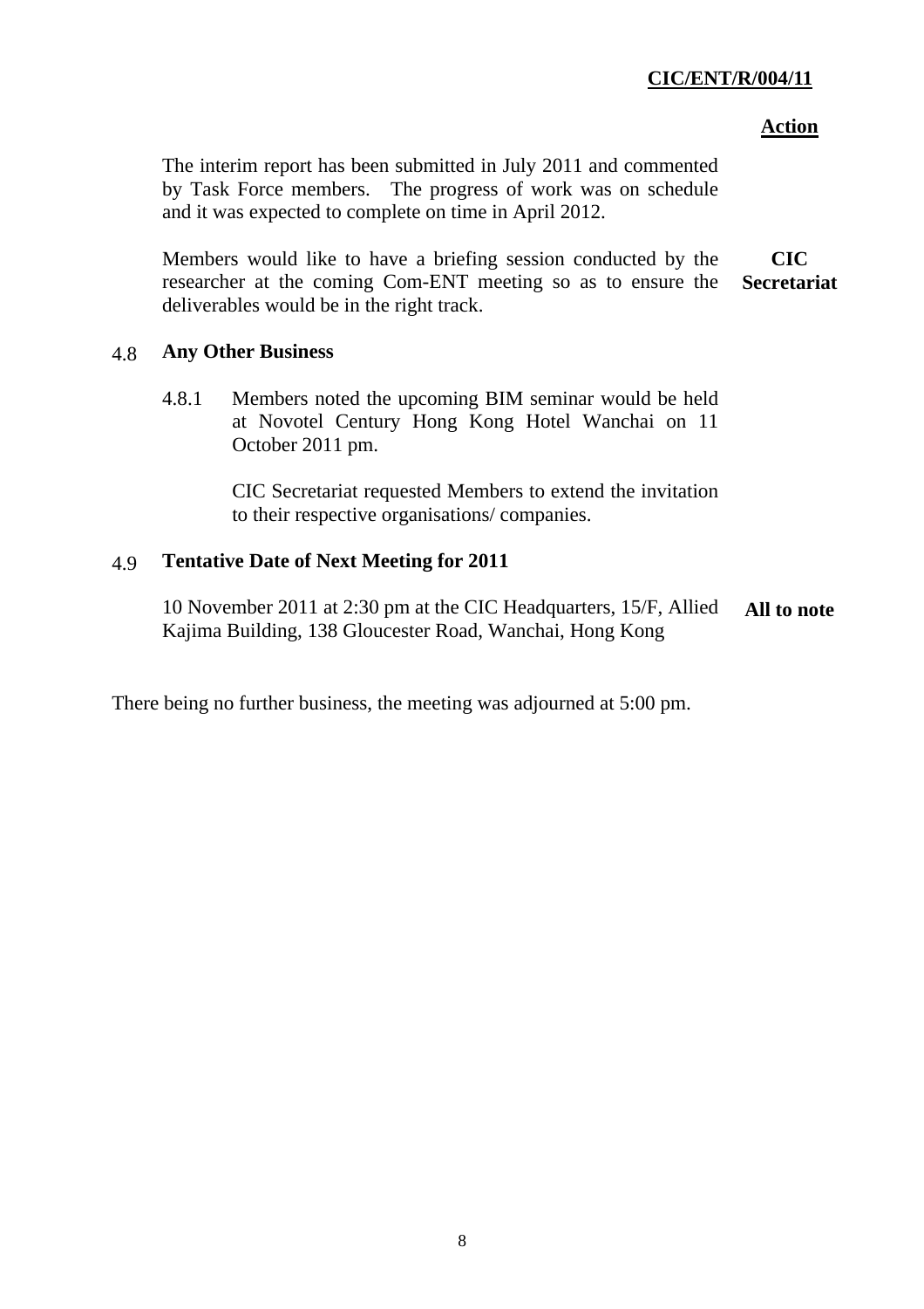**CIC/ENT/R/004/11**

**Action**

The interim report has been submitted in July 2011 and commented by Task Force members. The progress of work was on schedule and it was expected to complete on time in April 2012.

Members would like to have a briefing session conducted by the researcher at the coming Com-ENT meeting so as to ensure the deliverables would be in the right track. **CIC Secretariat**

4.8 **Any Other Business**

4.8.1 Members noted the upcoming BIM seminar would be held at Novotel Century Hong Kong Hotel Wanchai on 11 October 2011 pm.

CIC Secretariat requested Members to extend the invitation to their respective organisations/ companies.

4.9 **Tentative Date of Next Meeting for 2011**

10 November 2011 at 2:30 pm at the CIC Headquarters, 15/F, Allied Kajima Building, 138 Gloucester Road, Wanchai, Hong Kong **All to note**

There being no further business, the meeting was adjourned at 5:00 pm.